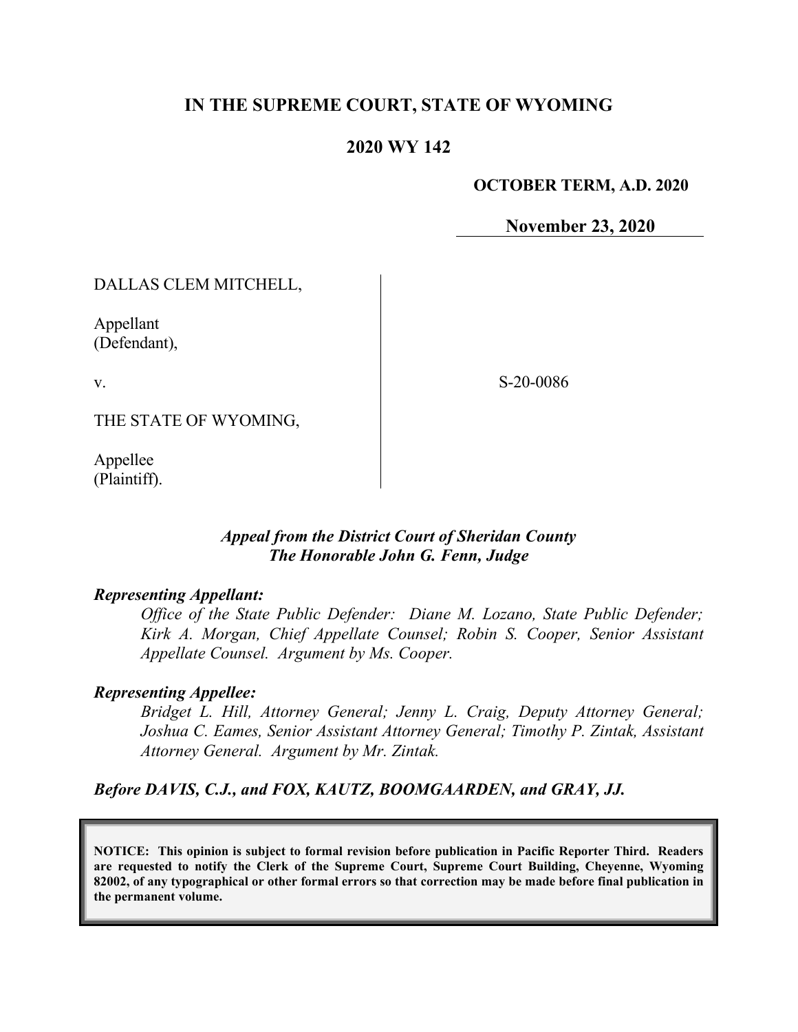# IN THE SUPREME COURT, STATE OF WYOMING

## 2020 WY 142

**OCTOBER TERM, A.D. 2020**

**November 23, 2020**

DALLAS CLEM MITCHELL,

Appellant
(Defendant),

v.

THE STATE OF WYOMING,

Appellee
(Plaintiff).

S-20-0086

***Appeal from the District Court of Sheridan County***
***The Honorable John G. Fenn, Judge***

***Representing Appellant:***

*Office of the State Public Defender: Diane M. Lozano, State Public Defender; Kirk A. Morgan, Chief Appellate Counsel; Robin S. Cooper, Senior Assistant Appellate Counsel. Argument by Ms. Cooper.*

***Representing Appellee:***

*Bridget L. Hill, Attorney General; Jenny L. Craig, Deputy Attorney General; Joshua C. Eames, Senior Assistant Attorney General; Timothy P. Zintak, Assistant Attorney General. Argument by Mr. Zintak.*

***Before DAVIS, C.J., and FOX, KAUTZ, BOOMGAARDEN, and GRAY, JJ.***

**NOTICE: This opinion is subject to formal revision before publication in Pacific Reporter Third. Readers are requested to notify the Clerk of the Supreme Court, Supreme Court Building, Cheyenne, Wyoming 82002, of any typographical or other formal errors so that correction may be made before final publication in the permanent volume.**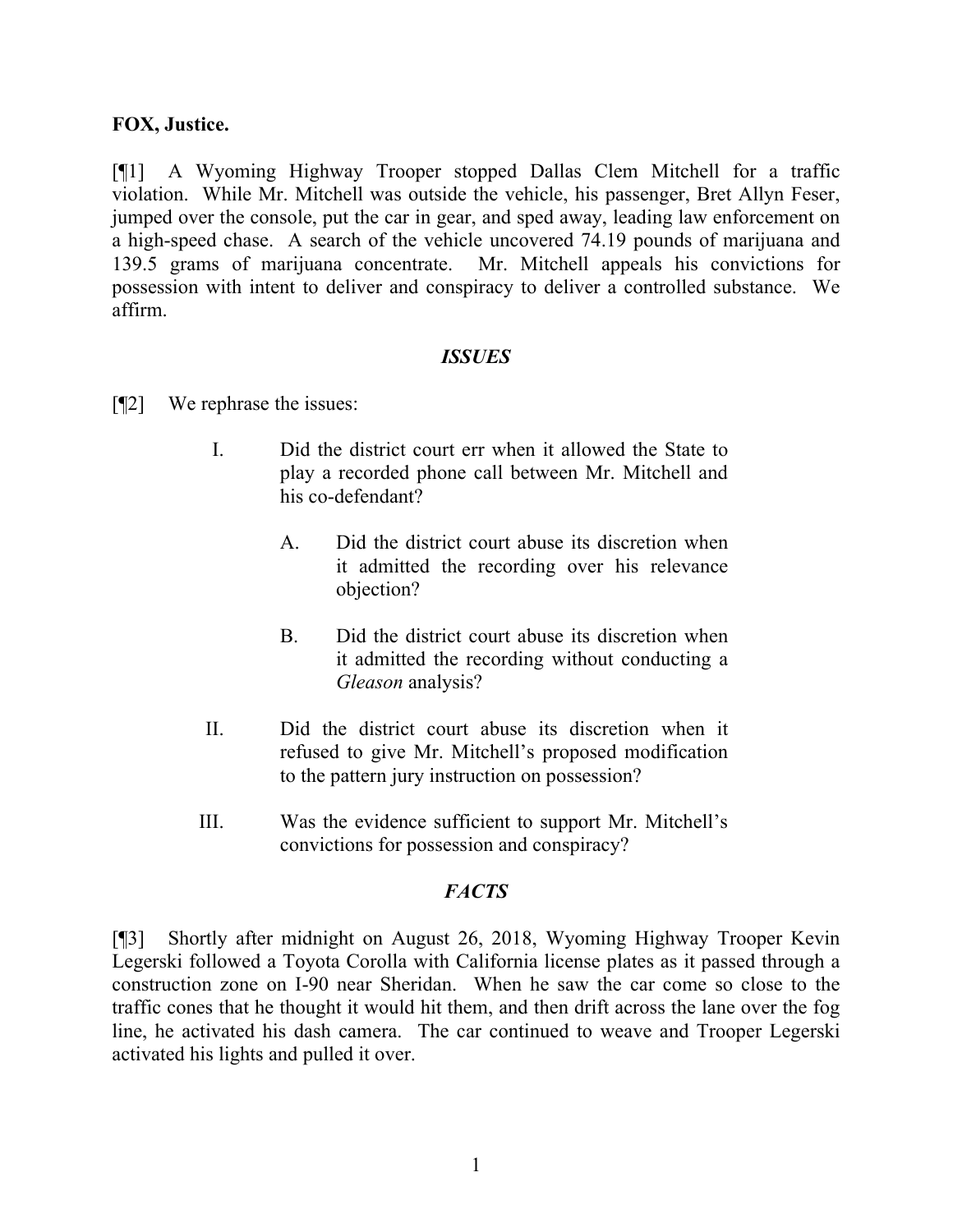**FOX, Justice.**

[¶1] A Wyoming Highway Trooper stopped Dallas Clem Mitchell for a traffic violation. While Mr. Mitchell was outside the vehicle, his passenger, Bret Allyn Feser, jumped over the console, put the car in gear, and sped away, leading law enforcement on a high-speed chase. A search of the vehicle uncovered 74.19 pounds of marijuana and 139.5 grams of marijuana concentrate. Mr. Mitchell appeals his convictions for possession with intent to deliver and conspiracy to deliver a controlled substance. We affirm.

## *ISSUES*

[¶2] We rephrase the issues:

I. Did the district court err when it allowed the State to play a recorded phone call between Mr. Mitchell and his co-defendant?

   A. Did the district court abuse its discretion when it admitted the recording over his relevance objection?

   B. Did the district court abuse its discretion when it admitted the recording without conducting a *Gleason* analysis?

II. Did the district court abuse its discretion when it refused to give Mr. Mitchell's proposed modification to the pattern jury instruction on possession?

III. Was the evidence sufficient to support Mr. Mitchell's convictions for possession and conspiracy?

## *FACTS*

[¶3] Shortly after midnight on August 26, 2018, Wyoming Highway Trooper Kevin Legerski followed a Toyota Corolla with California license plates as it passed through a construction zone on I-90 near Sheridan. When he saw the car come so close to the traffic cones that he thought it would hit them, and then drift across the lane over the fog line, he activated his dash camera. The car continued to weave and Trooper Legerski activated his lights and pulled it over.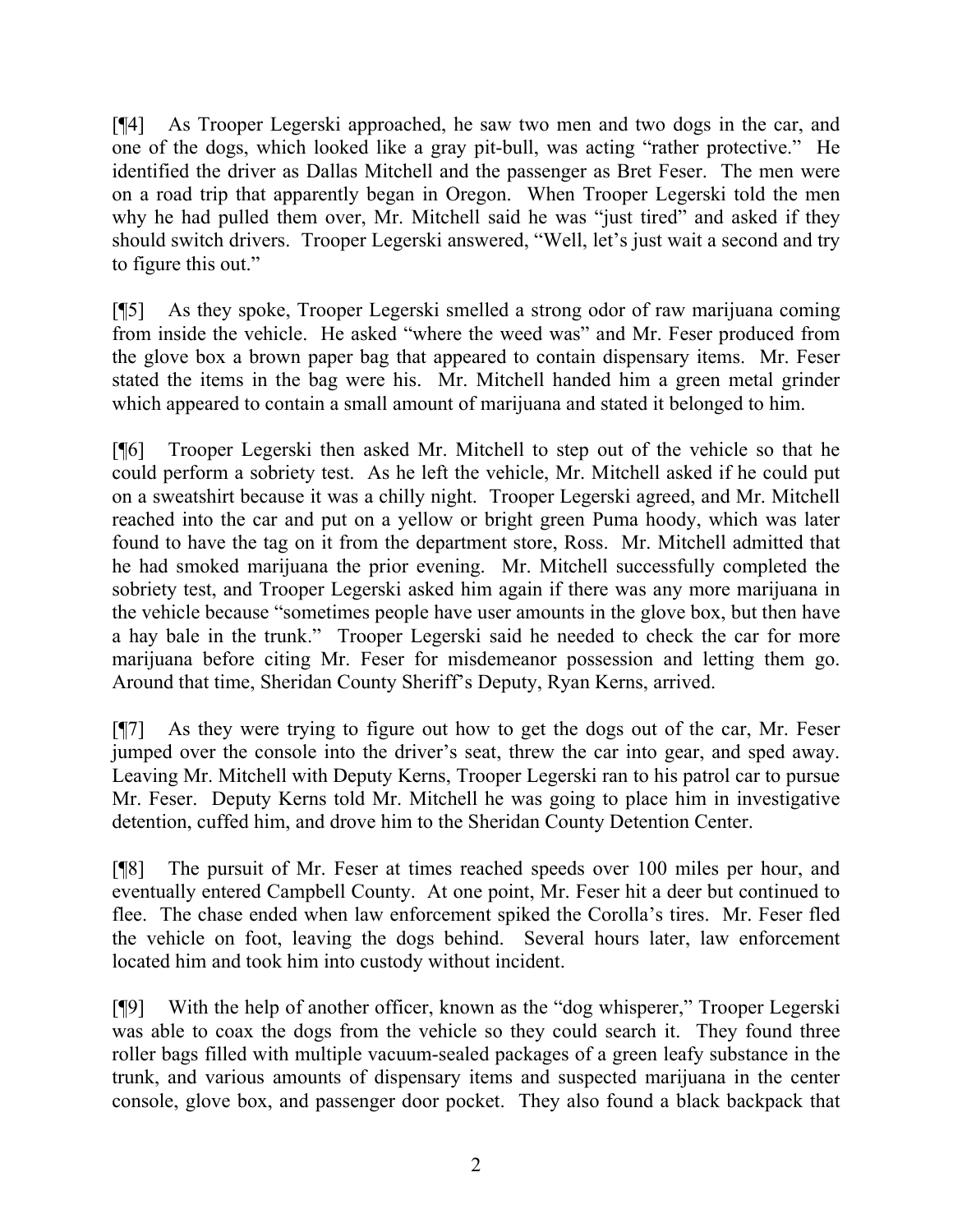[¶4] As Trooper Legerski approached, he saw two men and two dogs in the car, and one of the dogs, which looked like a gray pit-bull, was acting "rather protective." He identified the driver as Dallas Mitchell and the passenger as Bret Feser. The men were on a road trip that apparently began in Oregon. When Trooper Legerski told the men why he had pulled them over, Mr. Mitchell said he was "just tired" and asked if they should switch drivers. Trooper Legerski answered, "Well, let's just wait a second and try to figure this out."

[¶5] As they spoke, Trooper Legerski smelled a strong odor of raw marijuana coming from inside the vehicle. He asked "where the weed was" and Mr. Feser produced from the glove box a brown paper bag that appeared to contain dispensary items. Mr. Feser stated the items in the bag were his. Mr. Mitchell handed him a green metal grinder which appeared to contain a small amount of marijuana and stated it belonged to him.

[¶6] Trooper Legerski then asked Mr. Mitchell to step out of the vehicle so that he could perform a sobriety test. As he left the vehicle, Mr. Mitchell asked if he could put on a sweatshirt because it was a chilly night. Trooper Legerski agreed, and Mr. Mitchell reached into the car and put on a yellow or bright green Puma hoody, which was later found to have the tag on it from the department store, Ross. Mr. Mitchell admitted that he had smoked marijuana the prior evening. Mr. Mitchell successfully completed the sobriety test, and Trooper Legerski asked him again if there was any more marijuana in the vehicle because "sometimes people have user amounts in the glove box, but then have a hay bale in the trunk." Trooper Legerski said he needed to check the car for more marijuana before citing Mr. Feser for misdemeanor possession and letting them go. Around that time, Sheridan County Sheriff's Deputy, Ryan Kerns, arrived.

[¶7] As they were trying to figure out how to get the dogs out of the car, Mr. Feser jumped over the console into the driver's seat, threw the car into gear, and sped away. Leaving Mr. Mitchell with Deputy Kerns, Trooper Legerski ran to his patrol car to pursue Mr. Feser. Deputy Kerns told Mr. Mitchell he was going to place him in investigative detention, cuffed him, and drove him to the Sheridan County Detention Center.

[¶8] The pursuit of Mr. Feser at times reached speeds over 100 miles per hour, and eventually entered Campbell County. At one point, Mr. Feser hit a deer but continued to flee. The chase ended when law enforcement spiked the Corolla's tires. Mr. Feser fled the vehicle on foot, leaving the dogs behind. Several hours later, law enforcement located him and took him into custody without incident.

[¶9] With the help of another officer, known as the "dog whisperer," Trooper Legerski was able to coax the dogs from the vehicle so they could search it. They found three roller bags filled with multiple vacuum-sealed packages of a green leafy substance in the trunk, and various amounts of dispensary items and suspected marijuana in the center console, glove box, and passenger door pocket. They also found a black backpack that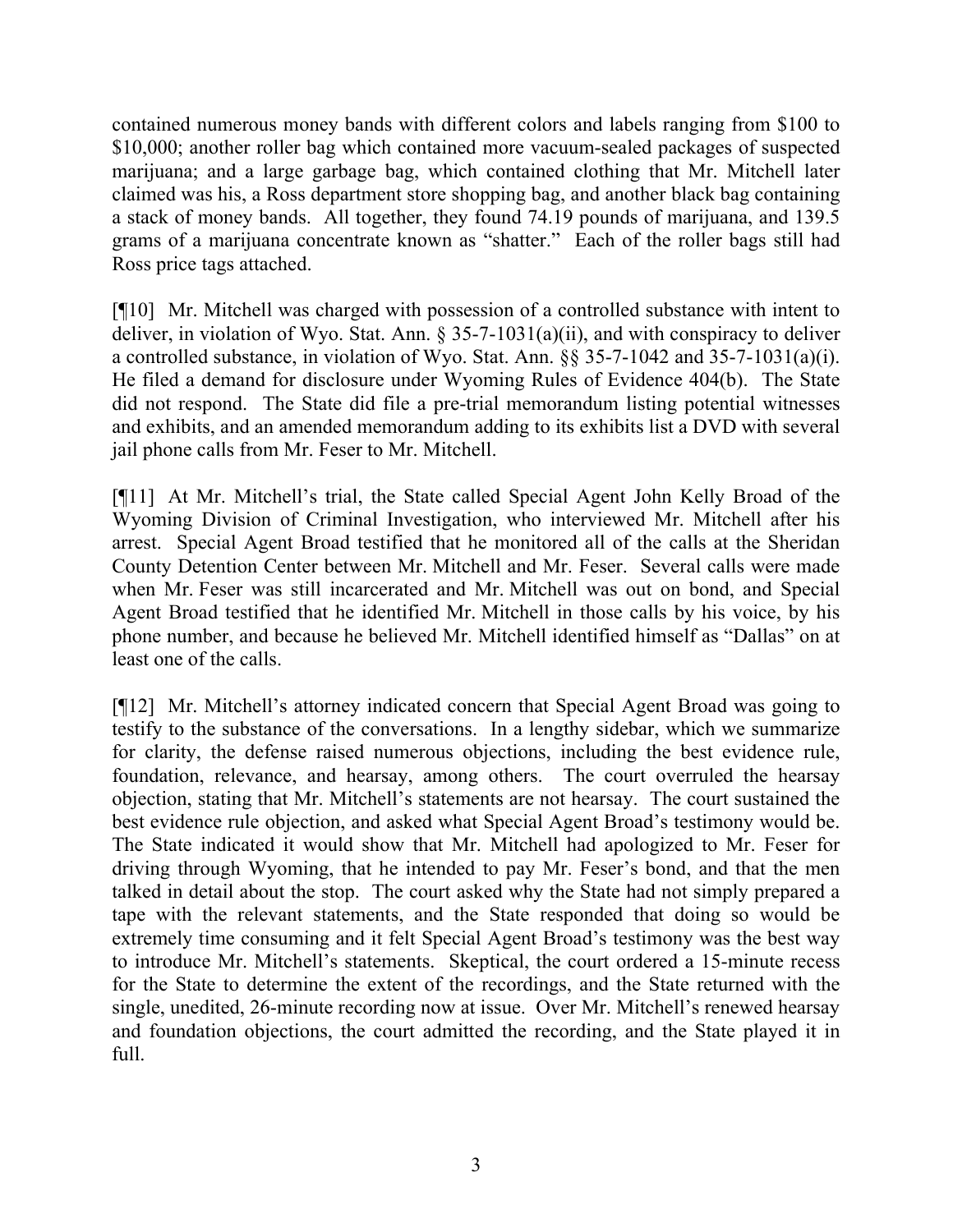contained numerous money bands with different colors and labels ranging from $100 to $10,000; another roller bag which contained more vacuum-sealed packages of suspected marijuana; and a large garbage bag, which contained clothing that Mr. Mitchell later claimed was his, a Ross department store shopping bag, and another black bag containing a stack of money bands. All together, they found 74.19 pounds of marijuana, and 139.5 grams of a marijuana concentrate known as "shatter." Each of the roller bags still had Ross price tags attached.

[¶10] Mr. Mitchell was charged with possession of a controlled substance with intent to deliver, in violation of Wyo. Stat. Ann. § 35-7-1031(a)(ii), and with conspiracy to deliver a controlled substance, in violation of Wyo. Stat. Ann. §§ 35-7-1042 and 35-7-1031(a)(i). He filed a demand for disclosure under Wyoming Rules of Evidence 404(b). The State did not respond. The State did file a pre-trial memorandum listing potential witnesses and exhibits, and an amended memorandum adding to its exhibits list a DVD with several jail phone calls from Mr. Feser to Mr. Mitchell.

[¶11] At Mr. Mitchell's trial, the State called Special Agent John Kelly Broad of the Wyoming Division of Criminal Investigation, who interviewed Mr. Mitchell after his arrest. Special Agent Broad testified that he monitored all of the calls at the Sheridan County Detention Center between Mr. Mitchell and Mr. Feser. Several calls were made when Mr. Feser was still incarcerated and Mr. Mitchell was out on bond, and Special Agent Broad testified that he identified Mr. Mitchell in those calls by his voice, by his phone number, and because he believed Mr. Mitchell identified himself as "Dallas" on at least one of the calls.

[¶12] Mr. Mitchell's attorney indicated concern that Special Agent Broad was going to testify to the substance of the conversations. In a lengthy sidebar, which we summarize for clarity, the defense raised numerous objections, including the best evidence rule, foundation, relevance, and hearsay, among others. The court overruled the hearsay objection, stating that Mr. Mitchell's statements are not hearsay. The court sustained the best evidence rule objection, and asked what Special Agent Broad's testimony would be. The State indicated it would show that Mr. Mitchell had apologized to Mr. Feser for driving through Wyoming, that he intended to pay Mr. Feser's bond, and that the men talked in detail about the stop. The court asked why the State had not simply prepared a tape with the relevant statements, and the State responded that doing so would be extremely time consuming and it felt Special Agent Broad's testimony was the best way to introduce Mr. Mitchell's statements. Skeptical, the court ordered a 15-minute recess for the State to determine the extent of the recordings, and the State returned with the single, unedited, 26-minute recording now at issue. Over Mr. Mitchell's renewed hearsay and foundation objections, the court admitted the recording, and the State played it in full.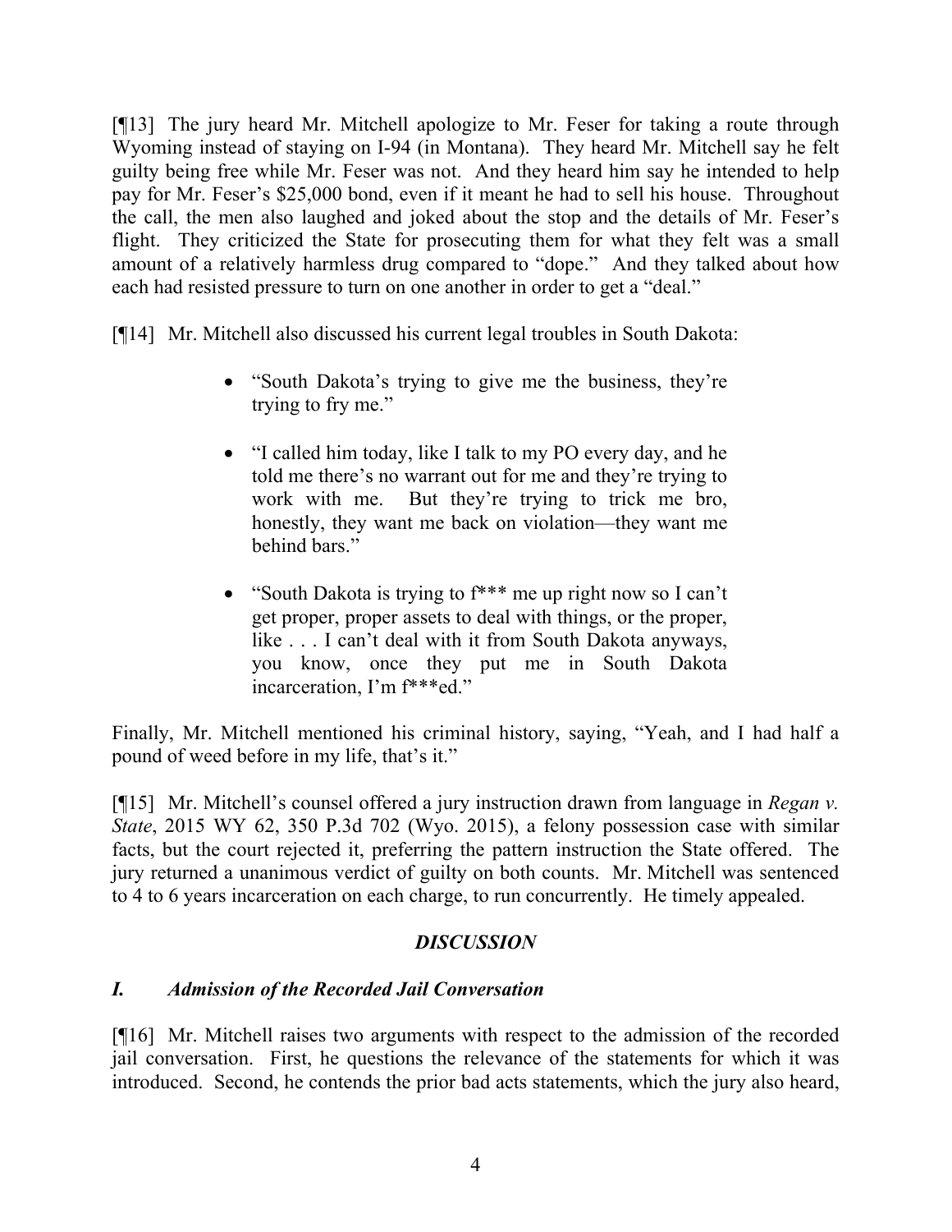[¶13] The jury heard Mr. Mitchell apologize to Mr. Feser for taking a route through Wyoming instead of staying on I-94 (in Montana). They heard Mr. Mitchell say he felt guilty being free while Mr. Feser was not. And they heard him say he intended to help pay for Mr. Feser's $25,000 bond, even if it meant he had to sell his house. Throughout the call, the men also laughed and joked about the stop and the details of Mr. Feser's flight. They criticized the State for prosecuting them for what they felt was a small amount of a relatively harmless drug compared to "dope." And they talked about how each had resisted pressure to turn on one another in order to get a "deal."

[¶14] Mr. Mitchell also discussed his current legal troubles in South Dakota:

- "South Dakota's trying to give me the business, they're trying to fry me."
- "I called him today, like I talk to my PO every day, and he told me there's no warrant out for me and they're trying to work with me. But they're trying to trick me bro, honestly, they want me back on violation—they want me behind bars."
- "South Dakota is trying to f*** me up right now so I can't get proper, proper assets to deal with things, or the proper, like . . . I can't deal with it from South Dakota anyways, you know, once they put me in South Dakota incarceration, I'm f***ed."

Finally, Mr. Mitchell mentioned his criminal history, saying, "Yeah, and I had half a pound of weed before in my life, that's it."

[¶15] Mr. Mitchell's counsel offered a jury instruction drawn from language in *Regan v. State*, 2015 WY 62, 350 P.3d 702 (Wyo. 2015), a felony possession case with similar facts, but the court rejected it, preferring the pattern instruction the State offered. The jury returned a unanimous verdict of guilty on both counts. Mr. Mitchell was sentenced to 4 to 6 years incarceration on each charge, to run concurrently. He timely appealed.

## *DISCUSSION*

### *I. Admission of the Recorded Jail Conversation*

[¶16] Mr. Mitchell raises two arguments with respect to the admission of the recorded jail conversation. First, he questions the relevance of the statements for which it was introduced. Second, he contends the prior bad acts statements, which the jury also heard,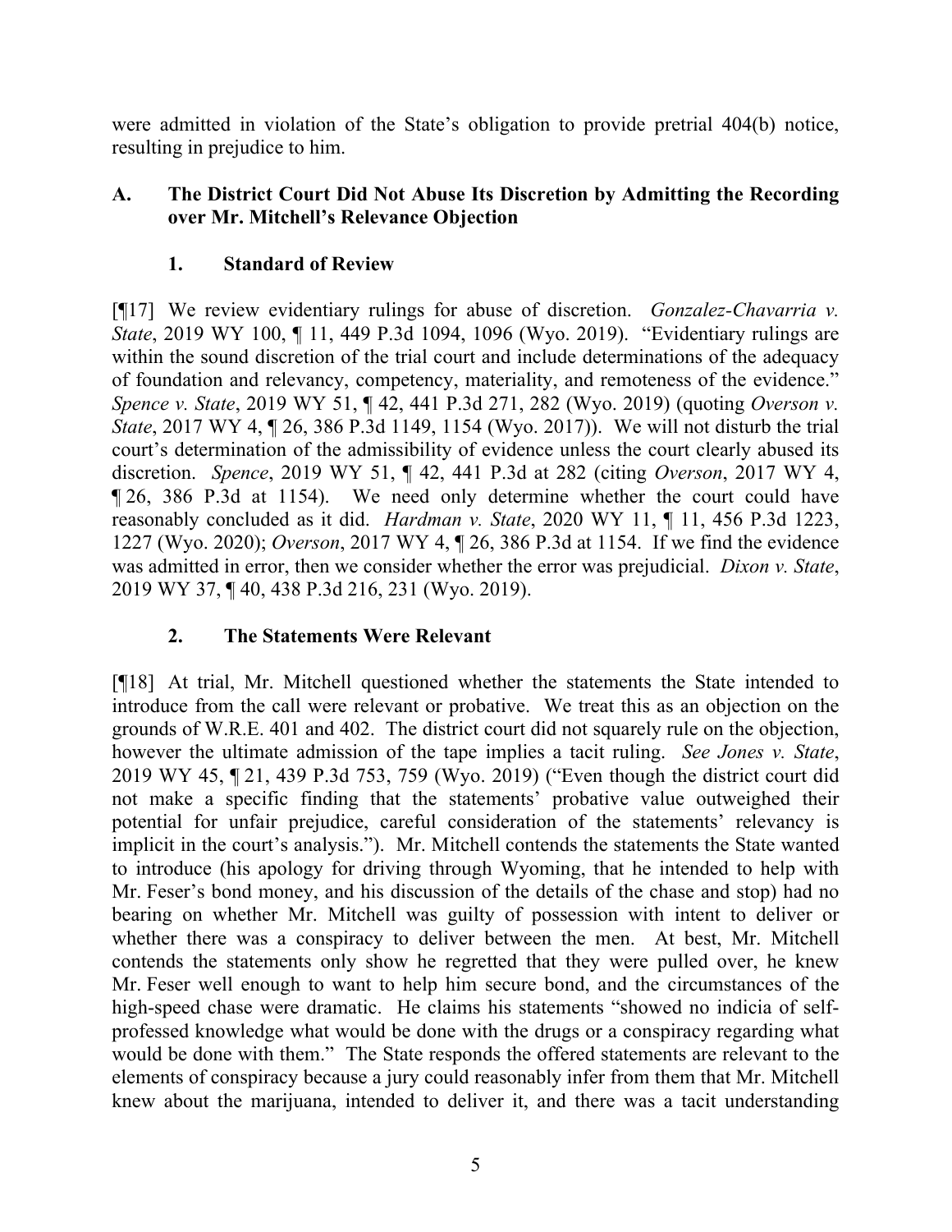were admitted in violation of the State's obligation to provide pretrial 404(b) notice, resulting in prejudice to him.

## A. The District Court Did Not Abuse Its Discretion by Admitting the Recording over Mr. Mitchell's Relevance Objection

### 1. Standard of Review

[¶17] We review evidentiary rulings for abuse of discretion. *Gonzalez-Chavarria v. State*, 2019 WY 100, ¶ 11, 449 P.3d 1094, 1096 (Wyo. 2019). "Evidentiary rulings are within the sound discretion of the trial court and include determinations of the adequacy of foundation and relevancy, competency, materiality, and remoteness of the evidence." *Spence v. State*, 2019 WY 51, ¶ 42, 441 P.3d 271, 282 (Wyo. 2019) (quoting *Overson v. State*, 2017 WY 4, ¶ 26, 386 P.3d 1149, 1154 (Wyo. 2017)). We will not disturb the trial court's determination of the admissibility of evidence unless the court clearly abused its discretion. *Spence*, 2019 WY 51, ¶ 42, 441 P.3d at 282 (citing *Overson*, 2017 WY 4, ¶ 26, 386 P.3d at 1154). We need only determine whether the court could have reasonably concluded as it did. *Hardman v. State*, 2020 WY 11, ¶ 11, 456 P.3d 1223, 1227 (Wyo. 2020); *Overson*, 2017 WY 4, ¶ 26, 386 P.3d at 1154. If we find the evidence was admitted in error, then we consider whether the error was prejudicial. *Dixon v. State*, 2019 WY 37, ¶ 40, 438 P.3d 216, 231 (Wyo. 2019).

### 2. The Statements Were Relevant

[¶18] At trial, Mr. Mitchell questioned whether the statements the State intended to introduce from the call were relevant or probative. We treat this as an objection on the grounds of W.R.E. 401 and 402. The district court did not squarely rule on the objection, however the ultimate admission of the tape implies a tacit ruling. *See Jones v. State*, 2019 WY 45, ¶ 21, 439 P.3d 753, 759 (Wyo. 2019) ("Even though the district court did not make a specific finding that the statements' probative value outweighed their potential for unfair prejudice, careful consideration of the statements' relevancy is implicit in the court's analysis."). Mr. Mitchell contends the statements the State wanted to introduce (his apology for driving through Wyoming, that he intended to help with Mr. Feser's bond money, and his discussion of the details of the chase and stop) had no bearing on whether Mr. Mitchell was guilty of possession with intent to deliver or whether there was a conspiracy to deliver between the men. At best, Mr. Mitchell contends the statements only show he regretted that they were pulled over, he knew Mr. Feser well enough to want to help him secure bond, and the circumstances of the high-speed chase were dramatic. He claims his statements "showed no indicia of self-professed knowledge what would be done with the drugs or a conspiracy regarding what would be done with them." The State responds the offered statements are relevant to the elements of conspiracy because a jury could reasonably infer from them that Mr. Mitchell knew about the marijuana, intended to deliver it, and there was a tacit understanding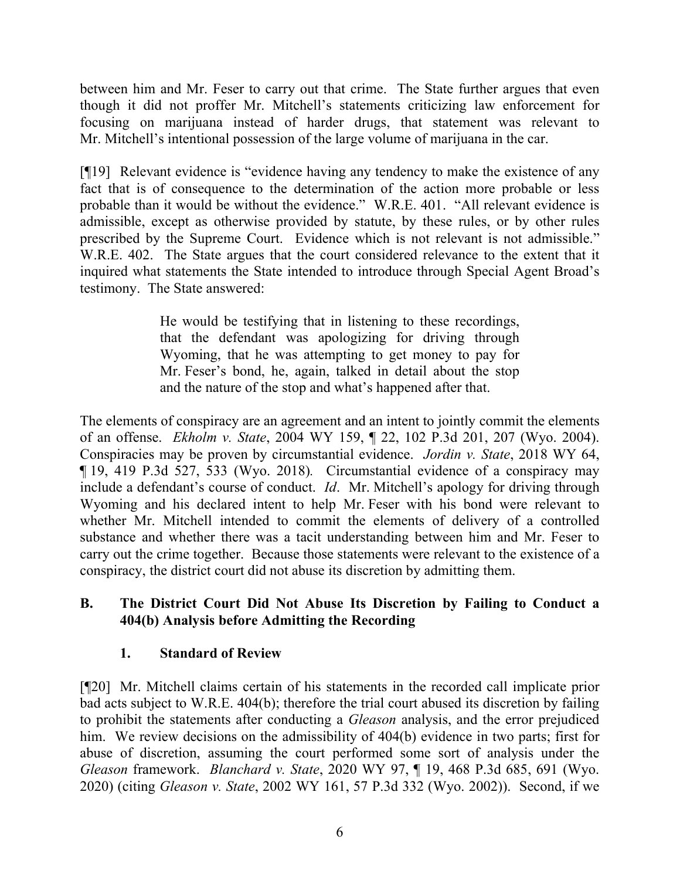between him and Mr. Feser to carry out that crime. The State further argues that even though it did not proffer Mr. Mitchell's statements criticizing law enforcement for focusing on marijuana instead of harder drugs, that statement was relevant to Mr. Mitchell's intentional possession of the large volume of marijuana in the car.

[¶19] Relevant evidence is "evidence having any tendency to make the existence of any fact that is of consequence to the determination of the action more probable or less probable than it would be without the evidence." W.R.E. 401. "All relevant evidence is admissible, except as otherwise provided by statute, by these rules, or by other rules prescribed by the Supreme Court. Evidence which is not relevant is not admissible." W.R.E. 402. The State argues that the court considered relevance to the extent that it inquired what statements the State intended to introduce through Special Agent Broad's testimony. The State answered:

> He would be testifying that in listening to these recordings, that the defendant was apologizing for driving through Wyoming, that he was attempting to get money to pay for Mr. Feser's bond, he, again, talked in detail about the stop and the nature of the stop and what's happened after that.

The elements of conspiracy are an agreement and an intent to jointly commit the elements of an offense. *Ekholm v. State*, 2004 WY 159, ¶ 22, 102 P.3d 201, 207 (Wyo. 2004). Conspiracies may be proven by circumstantial evidence. *Jordin v. State*, 2018 WY 64, ¶ 19, 419 P.3d 527, 533 (Wyo. 2018). Circumstantial evidence of a conspiracy may include a defendant's course of conduct. *Id*. Mr. Mitchell's apology for driving through Wyoming and his declared intent to help Mr. Feser with his bond were relevant to whether Mr. Mitchell intended to commit the elements of delivery of a controlled substance and whether there was a tacit understanding between him and Mr. Feser to carry out the crime together. Because those statements were relevant to the existence of a conspiracy, the district court did not abuse its discretion by admitting them.

## B. The District Court Did Not Abuse Its Discretion by Failing to Conduct a 404(b) Analysis before Admitting the Recording

### 1. Standard of Review

[¶20] Mr. Mitchell claims certain of his statements in the recorded call implicate prior bad acts subject to W.R.E. 404(b); therefore the trial court abused its discretion by failing to prohibit the statements after conducting a *Gleason* analysis, and the error prejudiced him. We review decisions on the admissibility of 404(b) evidence in two parts; first for abuse of discretion, assuming the court performed some sort of analysis under the *Gleason* framework. *Blanchard v. State*, 2020 WY 97, ¶ 19, 468 P.3d 685, 691 (Wyo. 2020) (citing *Gleason v. State*, 2002 WY 161, 57 P.3d 332 (Wyo. 2002)). Second, if we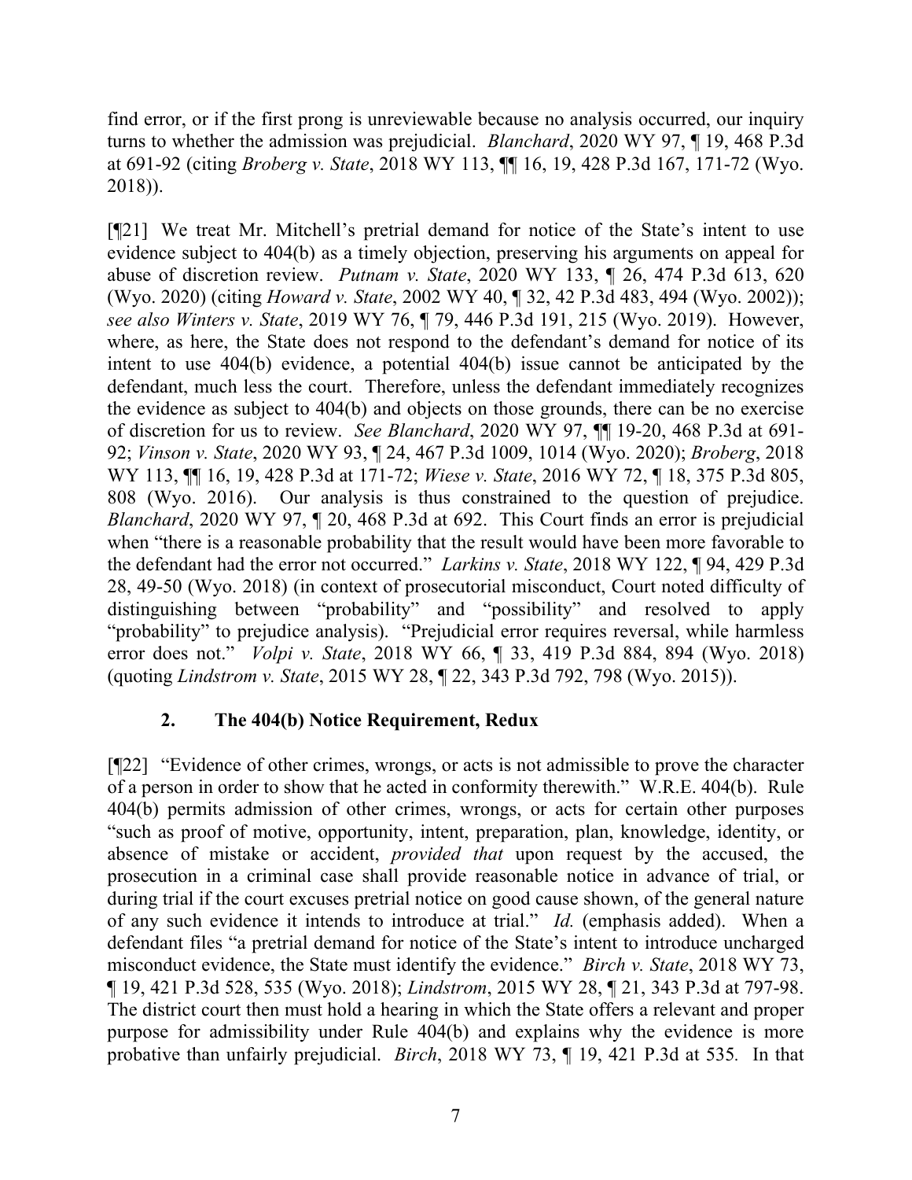find error, or if the first prong is unreviewable because no analysis occurred, our inquiry turns to whether the admission was prejudicial. *Blanchard*, 2020 WY 97, ¶ 19, 468 P.3d at 691-92 (citing *Broberg v. State*, 2018 WY 113, ¶¶ 16, 19, 428 P.3d 167, 171-72 (Wyo. 2018)).

[¶21] We treat Mr. Mitchell's pretrial demand for notice of the State's intent to use evidence subject to 404(b) as a timely objection, preserving his arguments on appeal for abuse of discretion review. *Putnam v. State*, 2020 WY 133, ¶ 26, 474 P.3d 613, 620 (Wyo. 2020) (citing *Howard v. State*, 2002 WY 40, ¶ 32, 42 P.3d 483, 494 (Wyo. 2002)); *see also Winters v. State*, 2019 WY 76, ¶ 79, 446 P.3d 191, 215 (Wyo. 2019). However, where, as here, the State does not respond to the defendant's demand for notice of its intent to use 404(b) evidence, a potential 404(b) issue cannot be anticipated by the defendant, much less the court. Therefore, unless the defendant immediately recognizes the evidence as subject to 404(b) and objects on those grounds, there can be no exercise of discretion for us to review. *See Blanchard*, 2020 WY 97, ¶¶ 19-20, 468 P.3d at 691-92; *Vinson v. State*, 2020 WY 93, ¶ 24, 467 P.3d 1009, 1014 (Wyo. 2020); *Broberg*, 2018 WY 113, ¶¶ 16, 19, 428 P.3d at 171-72; *Wiese v. State*, 2016 WY 72, ¶ 18, 375 P.3d 805, 808 (Wyo. 2016). Our analysis is thus constrained to the question of prejudice. *Blanchard*, 2020 WY 97, ¶ 20, 468 P.3d at 692. This Court finds an error is prejudicial when "there is a reasonable probability that the result would have been more favorable to the defendant had the error not occurred." *Larkins v. State*, 2018 WY 122, ¶ 94, 429 P.3d 28, 49-50 (Wyo. 2018) (in context of prosecutorial misconduct, Court noted difficulty of distinguishing between "probability" and "possibility" and resolved to apply "probability" to prejudice analysis). "Prejudicial error requires reversal, while harmless error does not." *Volpi v. State*, 2018 WY 66, ¶ 33, 419 P.3d 884, 894 (Wyo. 2018) (quoting *Lindstrom v. State*, 2015 WY 28, ¶ 22, 343 P.3d 792, 798 (Wyo. 2015)).

### 2. The 404(b) Notice Requirement, Redux

[¶22] "Evidence of other crimes, wrongs, or acts is not admissible to prove the character of a person in order to show that he acted in conformity therewith." W.R.E. 404(b). Rule 404(b) permits admission of other crimes, wrongs, or acts for certain other purposes "such as proof of motive, opportunity, intent, preparation, plan, knowledge, identity, or absence of mistake or accident, *provided that* upon request by the accused, the prosecution in a criminal case shall provide reasonable notice in advance of trial, or during trial if the court excuses pretrial notice on good cause shown, of the general nature of any such evidence it intends to introduce at trial." *Id.* (emphasis added). When a defendant files "a pretrial demand for notice of the State's intent to introduce uncharged misconduct evidence, the State must identify the evidence." *Birch v. State*, 2018 WY 73, ¶ 19, 421 P.3d 528, 535 (Wyo. 2018); *Lindstrom*, 2015 WY 28, ¶ 21, 343 P.3d at 797-98. The district court then must hold a hearing in which the State offers a relevant and proper purpose for admissibility under Rule 404(b) and explains why the evidence is more probative than unfairly prejudicial. *Birch*, 2018 WY 73, ¶ 19, 421 P.3d at 535. In that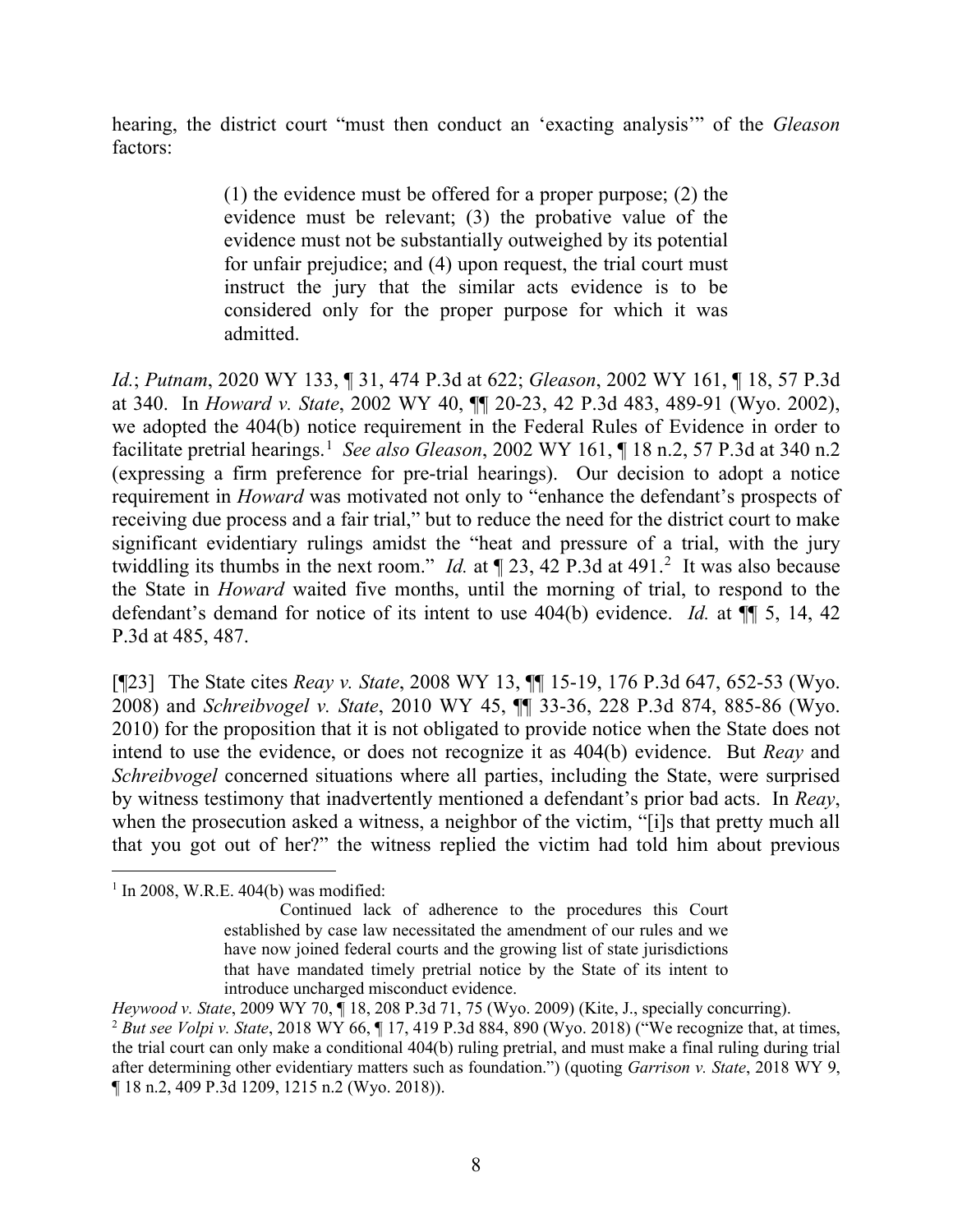hearing, the district court "must then conduct an 'exacting analysis'" of the *Gleason* factors:

> (1) the evidence must be offered for a proper purpose; (2) the evidence must be relevant; (3) the probative value of the evidence must not be substantially outweighed by its potential for unfair prejudice; and (4) upon request, the trial court must instruct the jury that the similar acts evidence is to be considered only for the proper purpose for which it was admitted.

*Id.*; *Putnam*, 2020 WY 133, ¶ 31, 474 P.3d at 622; *Gleason*, 2002 WY 161, ¶ 18, 57 P.3d at 340. In *Howard v. State*, 2002 WY 40, ¶¶ 20-23, 42 P.3d 483, 489-91 (Wyo. 2002), we adopted the 404(b) notice requirement in the Federal Rules of Evidence in order to facilitate pretrial hearings.[1] *See also Gleason*, 2002 WY 161, ¶ 18 n.2, 57 P.3d at 340 n.2 (expressing a firm preference for pre-trial hearings). Our decision to adopt a notice requirement in *Howard* was motivated not only to "enhance the defendant's prospects of receiving due process and a fair trial," but to reduce the need for the district court to make significant evidentiary rulings amidst the "heat and pressure of a trial, with the jury twiddling its thumbs in the next room." *Id.* at ¶ 23, 42 P.3d at 491.[2] It was also because the State in *Howard* waited five months, until the morning of trial, to respond to the defendant's demand for notice of its intent to use 404(b) evidence. *Id.* at ¶¶ 5, 14, 42 P.3d at 485, 487.

[¶23] The State cites *Reay v. State*, 2008 WY 13, ¶¶ 15-19, 176 P.3d 647, 652-53 (Wyo. 2008) and *Schreibvogel v. State*, 2010 WY 45, ¶¶ 33-36, 228 P.3d 874, 885-86 (Wyo. 2010) for the proposition that it is not obligated to provide notice when the State does not intend to use the evidence, or does not recognize it as 404(b) evidence. But *Reay* and *Schreibvogel* concerned situations where all parties, including the State, were surprised by witness testimony that inadvertently mentioned a defendant's prior bad acts. In *Reay*, when the prosecution asked a witness, a neighbor of the victim, "[i]s that pretty much all that you got out of her?" the witness replied the victim had told him about previous

---

[1] In 2008, W.R.E. 404(b) was modified:

> Continued lack of adherence to the procedures this Court established by case law necessitated the amendment of our rules and we have now joined federal courts and the growing list of state jurisdictions that have mandated timely pretrial notice by the State of its intent to introduce uncharged misconduct evidence.

*Heywood v. State*, 2009 WY 70, ¶ 18, 208 P.3d 71, 75 (Wyo. 2009) (Kite, J., specially concurring).

[2] *But see Volpi v. State*, 2018 WY 66, ¶ 17, 419 P.3d 884, 890 (Wyo. 2018) ("We recognize that, at times, the trial court can only make a conditional 404(b) ruling pretrial, and must make a final ruling during trial after determining other evidentiary matters such as foundation.") (quoting *Garrison v. State*, 2018 WY 9, ¶ 18 n.2, 409 P.3d 1209, 1215 n.2 (Wyo. 2018)).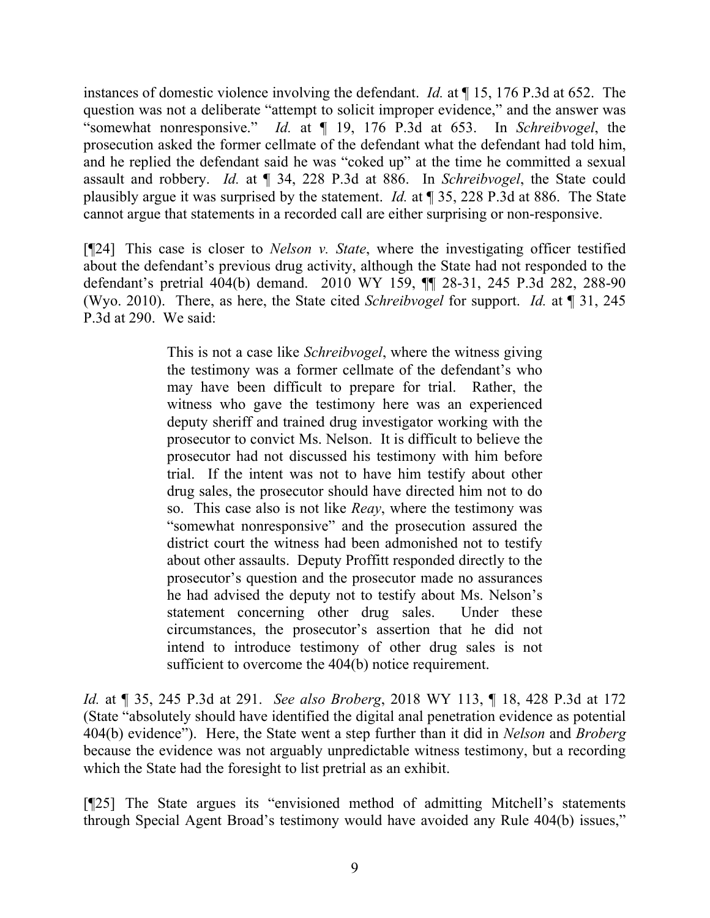instances of domestic violence involving the defendant. *Id.* at ¶ 15, 176 P.3d at 652. The question was not a deliberate "attempt to solicit improper evidence," and the answer was "somewhat nonresponsive." *Id.* at ¶ 19, 176 P.3d at 653. In *Schreibvogel*, the prosecution asked the former cellmate of the defendant what the defendant had told him, and he replied the defendant said he was "coked up" at the time he committed a sexual assault and robbery. *Id.* at ¶ 34, 228 P.3d at 886. In *Schreibvogel*, the State could plausibly argue it was surprised by the statement. *Id.* at ¶ 35, 228 P.3d at 886. The State cannot argue that statements in a recorded call are either surprising or non-responsive.

[¶24] This case is closer to *Nelson v. State*, where the investigating officer testified about the defendant's previous drug activity, although the State had not responded to the defendant's pretrial 404(b) demand. 2010 WY 159, ¶¶ 28-31, 245 P.3d 282, 288-90 (Wyo. 2010). There, as here, the State cited *Schreibvogel* for support. *Id.* at ¶ 31, 245 P.3d at 290. We said:

> This is not a case like *Schreibvogel*, where the witness giving the testimony was a former cellmate of the defendant's who may have been difficult to prepare for trial. Rather, the witness who gave the testimony here was an experienced deputy sheriff and trained drug investigator working with the prosecutor to convict Ms. Nelson. It is difficult to believe the prosecutor had not discussed his testimony with him before trial. If the intent was not to have him testify about other drug sales, the prosecutor should have directed him not to do so. This case also is not like *Reay*, where the testimony was "somewhat nonresponsive" and the prosecution assured the district court the witness had been admonished not to testify about other assaults. Deputy Proffitt responded directly to the prosecutor's question and the prosecutor made no assurances he had advised the deputy not to testify about Ms. Nelson's statement concerning other drug sales. Under these circumstances, the prosecutor's assertion that he did not intend to introduce testimony of other drug sales is not sufficient to overcome the 404(b) notice requirement.

*Id.* at ¶ 35, 245 P.3d at 291. *See also Broberg*, 2018 WY 113, ¶ 18, 428 P.3d at 172 (State "absolutely should have identified the digital anal penetration evidence as potential 404(b) evidence"). Here, the State went a step further than it did in *Nelson* and *Broberg* because the evidence was not arguably unpredictable witness testimony, but a recording which the State had the foresight to list pretrial as an exhibit.

[¶25] The State argues its "envisioned method of admitting Mitchell's statements through Special Agent Broad's testimony would have avoided any Rule 404(b) issues,"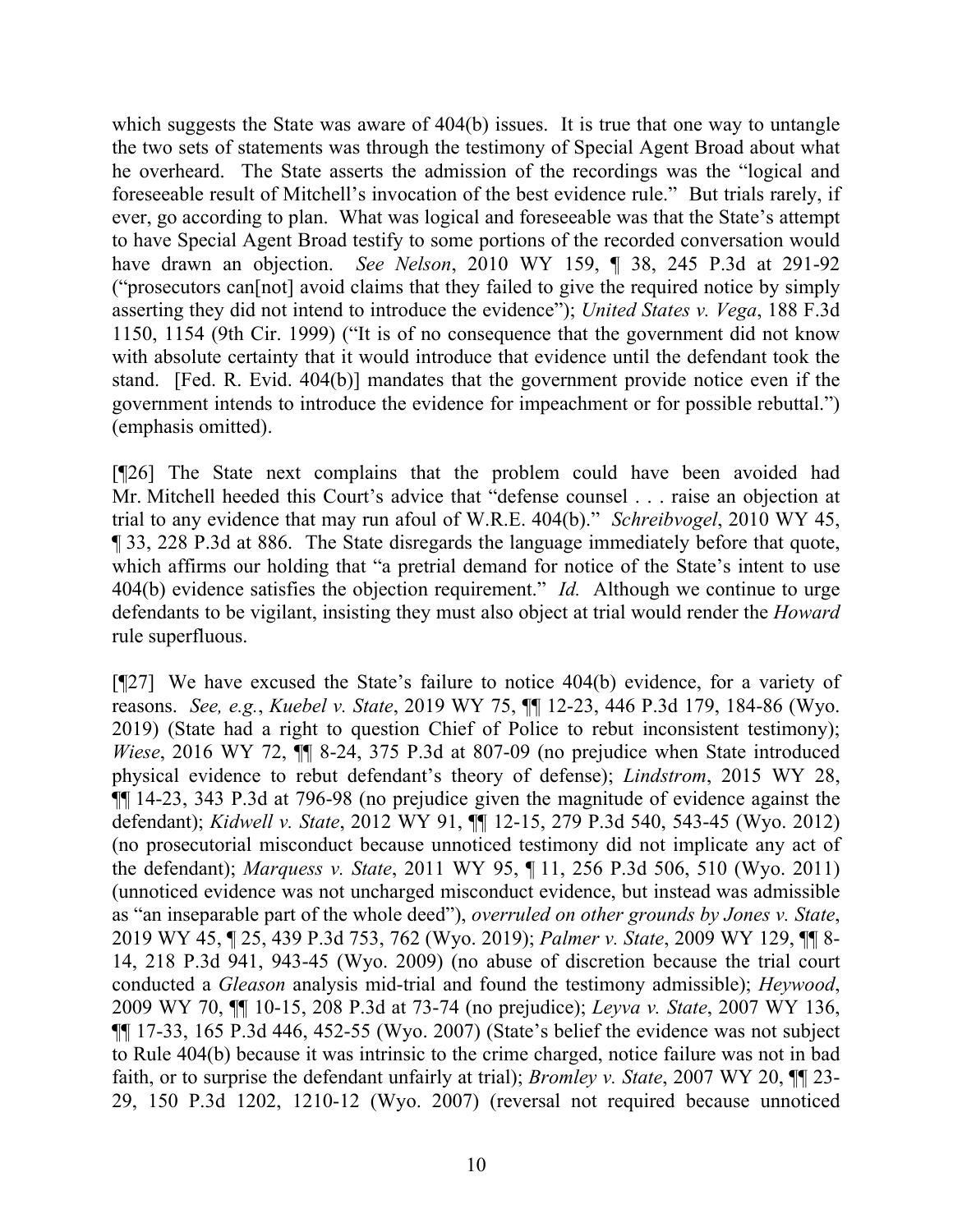which suggests the State was aware of 404(b) issues. It is true that one way to untangle the two sets of statements was through the testimony of Special Agent Broad about what he overheard. The State asserts the admission of the recordings was the "logical and foreseeable result of Mitchell's invocation of the best evidence rule." But trials rarely, if ever, go according to plan. What was logical and foreseeable was that the State's attempt to have Special Agent Broad testify to some portions of the recorded conversation would have drawn an objection. *See Nelson*, 2010 WY 159, ¶ 38, 245 P.3d at 291-92 ("prosecutors can[not] avoid claims that they failed to give the required notice by simply asserting they did not intend to introduce the evidence"); *United States v. Vega*, 188 F.3d 1150, 1154 (9th Cir. 1999) ("It is of no consequence that the government did not know with absolute certainty that it would introduce that evidence until the defendant took the stand. [Fed. R. Evid. 404(b)] mandates that the government provide notice even if the government intends to introduce the evidence for impeachment or for possible rebuttal.") (emphasis omitted).

[¶26] The State next complains that the problem could have been avoided had Mr. Mitchell heeded this Court's advice that "defense counsel . . . raise an objection at trial to any evidence that may run afoul of W.R.E. 404(b)." *Schreibvogel*, 2010 WY 45, ¶ 33, 228 P.3d at 886. The State disregards the language immediately before that quote, which affirms our holding that "a pretrial demand for notice of the State's intent to use 404(b) evidence satisfies the objection requirement." *Id.* Although we continue to urge defendants to be vigilant, insisting they must also object at trial would render the *Howard* rule superfluous.

[¶27] We have excused the State's failure to notice 404(b) evidence, for a variety of reasons. *See, e.g.*, *Kuebel v. State*, 2019 WY 75, ¶¶ 12-23, 446 P.3d 179, 184-86 (Wyo. 2019) (State had a right to question Chief of Police to rebut inconsistent testimony); *Wiese*, 2016 WY 72, ¶¶ 8-24, 375 P.3d at 807-09 (no prejudice when State introduced physical evidence to rebut defendant's theory of defense); *Lindstrom*, 2015 WY 28, ¶¶ 14-23, 343 P.3d at 796-98 (no prejudice given the magnitude of evidence against the defendant); *Kidwell v. State*, 2012 WY 91, ¶¶ 12-15, 279 P.3d 540, 543-45 (Wyo. 2012) (no prosecutorial misconduct because unnoticed testimony did not implicate any act of the defendant); *Marquess v. State*, 2011 WY 95, ¶ 11, 256 P.3d 506, 510 (Wyo. 2011) (unnoticed evidence was not uncharged misconduct evidence, but instead was admissible as "an inseparable part of the whole deed"), *overruled on other grounds by Jones v. State*, 2019 WY 45, ¶ 25, 439 P.3d 753, 762 (Wyo. 2019); *Palmer v. State*, 2009 WY 129, ¶¶ 8-14, 218 P.3d 941, 943-45 (Wyo. 2009) (no abuse of discretion because the trial court conducted a *Gleason* analysis mid-trial and found the testimony admissible); *Heywood*, 2009 WY 70, ¶¶ 10-15, 208 P.3d at 73-74 (no prejudice); *Leyva v. State*, 2007 WY 136, ¶¶ 17-33, 165 P.3d 446, 452-55 (Wyo. 2007) (State's belief the evidence was not subject to Rule 404(b) because it was intrinsic to the crime charged, notice failure was not in bad faith, or to surprise the defendant unfairly at trial); *Bromley v. State*, 2007 WY 20, ¶¶ 23-29, 150 P.3d 1202, 1210-12 (Wyo. 2007) (reversal not required because unnoticed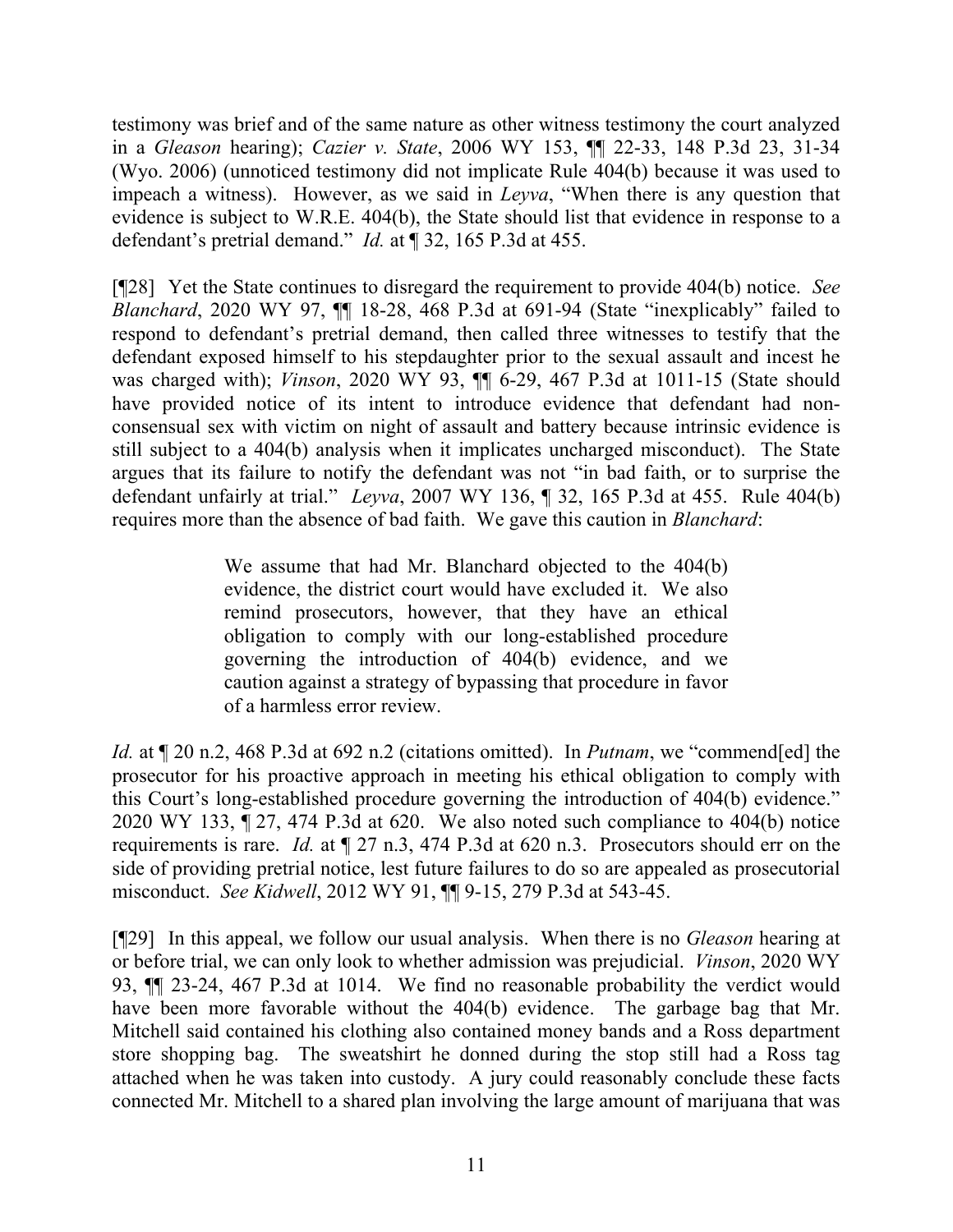testimony was brief and of the same nature as other witness testimony the court analyzed in a *Gleason* hearing); *Cazier v. State*, 2006 WY 153, ¶¶ 22-33, 148 P.3d 23, 31-34 (Wyo. 2006) (unnoticed testimony did not implicate Rule 404(b) because it was used to impeach a witness). However, as we said in *Leyva*, "When there is any question that evidence is subject to W.R.E. 404(b), the State should list that evidence in response to a defendant's pretrial demand." *Id.* at ¶ 32, 165 P.3d at 455.

[¶28] Yet the State continues to disregard the requirement to provide 404(b) notice. *See Blanchard*, 2020 WY 97, ¶¶ 18-28, 468 P.3d at 691-94 (State "inexplicably" failed to respond to defendant's pretrial demand, then called three witnesses to testify that the defendant exposed himself to his stepdaughter prior to the sexual assault and incest he was charged with); *Vinson*, 2020 WY 93, ¶¶ 6-29, 467 P.3d at 1011-15 (State should have provided notice of its intent to introduce evidence that defendant had non-consensual sex with victim on night of assault and battery because intrinsic evidence is still subject to a 404(b) analysis when it implicates uncharged misconduct). The State argues that its failure to notify the defendant was not "in bad faith, or to surprise the defendant unfairly at trial." *Leyva*, 2007 WY 136, ¶ 32, 165 P.3d at 455. Rule 404(b) requires more than the absence of bad faith. We gave this caution in *Blanchard*:

> We assume that had Mr. Blanchard objected to the 404(b) evidence, the district court would have excluded it. We also remind prosecutors, however, that they have an ethical obligation to comply with our long-established procedure governing the introduction of 404(b) evidence, and we caution against a strategy of bypassing that procedure in favor of a harmless error review.

*Id.* at ¶ 20 n.2, 468 P.3d at 692 n.2 (citations omitted). In *Putnam*, we "commend[ed] the prosecutor for his proactive approach in meeting his ethical obligation to comply with this Court's long-established procedure governing the introduction of 404(b) evidence." 2020 WY 133, ¶ 27, 474 P.3d at 620. We also noted such compliance to 404(b) notice requirements is rare. *Id.* at ¶ 27 n.3, 474 P.3d at 620 n.3. Prosecutors should err on the side of providing pretrial notice, lest future failures to do so are appealed as prosecutorial misconduct. *See Kidwell*, 2012 WY 91, ¶¶ 9-15, 279 P.3d at 543-45.

[¶29] In this appeal, we follow our usual analysis. When there is no *Gleason* hearing at or before trial, we can only look to whether admission was prejudicial. *Vinson*, 2020 WY 93, ¶¶ 23-24, 467 P.3d at 1014. We find no reasonable probability the verdict would have been more favorable without the 404(b) evidence. The garbage bag that Mr. Mitchell said contained his clothing also contained money bands and a Ross department store shopping bag. The sweatshirt he donned during the stop still had a Ross tag attached when he was taken into custody. A jury could reasonably conclude these facts connected Mr. Mitchell to a shared plan involving the large amount of marijuana that was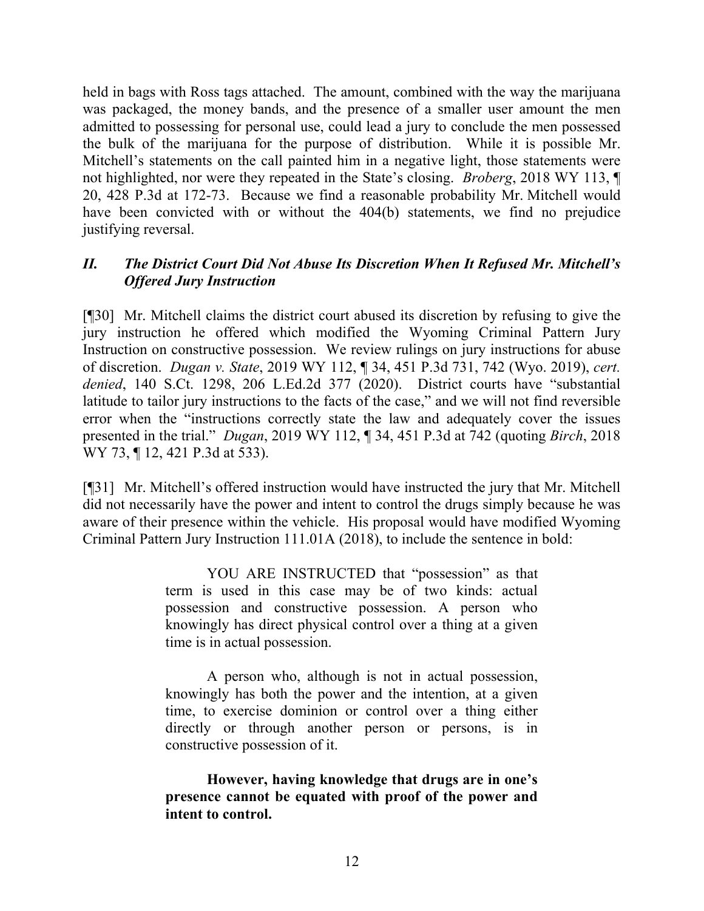held in bags with Ross tags attached. The amount, combined with the way the marijuana was packaged, the money bands, and the presence of a smaller user amount the men admitted to possessing for personal use, could lead a jury to conclude the men possessed the bulk of the marijuana for the purpose of distribution. While it is possible Mr. Mitchell's statements on the call painted him in a negative light, those statements were not highlighted, nor were they repeated in the State's closing. *Broberg*, 2018 WY 113, ¶ 20, 428 P.3d at 172-73. Because we find a reasonable probability Mr. Mitchell would have been convicted with or without the 404(b) statements, we find no prejudice justifying reversal.

## *II. The District Court Did Not Abuse Its Discretion When It Refused Mr. Mitchell's Offered Jury Instruction*

[¶30] Mr. Mitchell claims the district court abused its discretion by refusing to give the jury instruction he offered which modified the Wyoming Criminal Pattern Jury Instruction on constructive possession. We review rulings on jury instructions for abuse of discretion. *Dugan v. State*, 2019 WY 112, ¶ 34, 451 P.3d 731, 742 (Wyo. 2019), *cert. denied*, 140 S.Ct. 1298, 206 L.Ed.2d 377 (2020). District courts have "substantial latitude to tailor jury instructions to the facts of the case," and we will not find reversible error when the "instructions correctly state the law and adequately cover the issues presented in the trial." *Dugan*, 2019 WY 112, ¶ 34, 451 P.3d at 742 (quoting *Birch*, 2018 WY 73, ¶ 12, 421 P.3d at 533).

[¶31] Mr. Mitchell's offered instruction would have instructed the jury that Mr. Mitchell did not necessarily have the power and intent to control the drugs simply because he was aware of their presence within the vehicle. His proposal would have modified Wyoming Criminal Pattern Jury Instruction 111.01A (2018), to include the sentence in bold:

> YOU ARE INSTRUCTED that "possession" as that term is used in this case may be of two kinds: actual possession and constructive possession. A person who knowingly has direct physical control over a thing at a given time is in actual possession.
>
> A person who, although is not in actual possession, knowingly has both the power and the intention, at a given time, to exercise dominion or control over a thing either directly or through another person or persons, is in constructive possession of it.
>
> **However, having knowledge that drugs are in one's presence cannot be equated with proof of the power and intent to control.**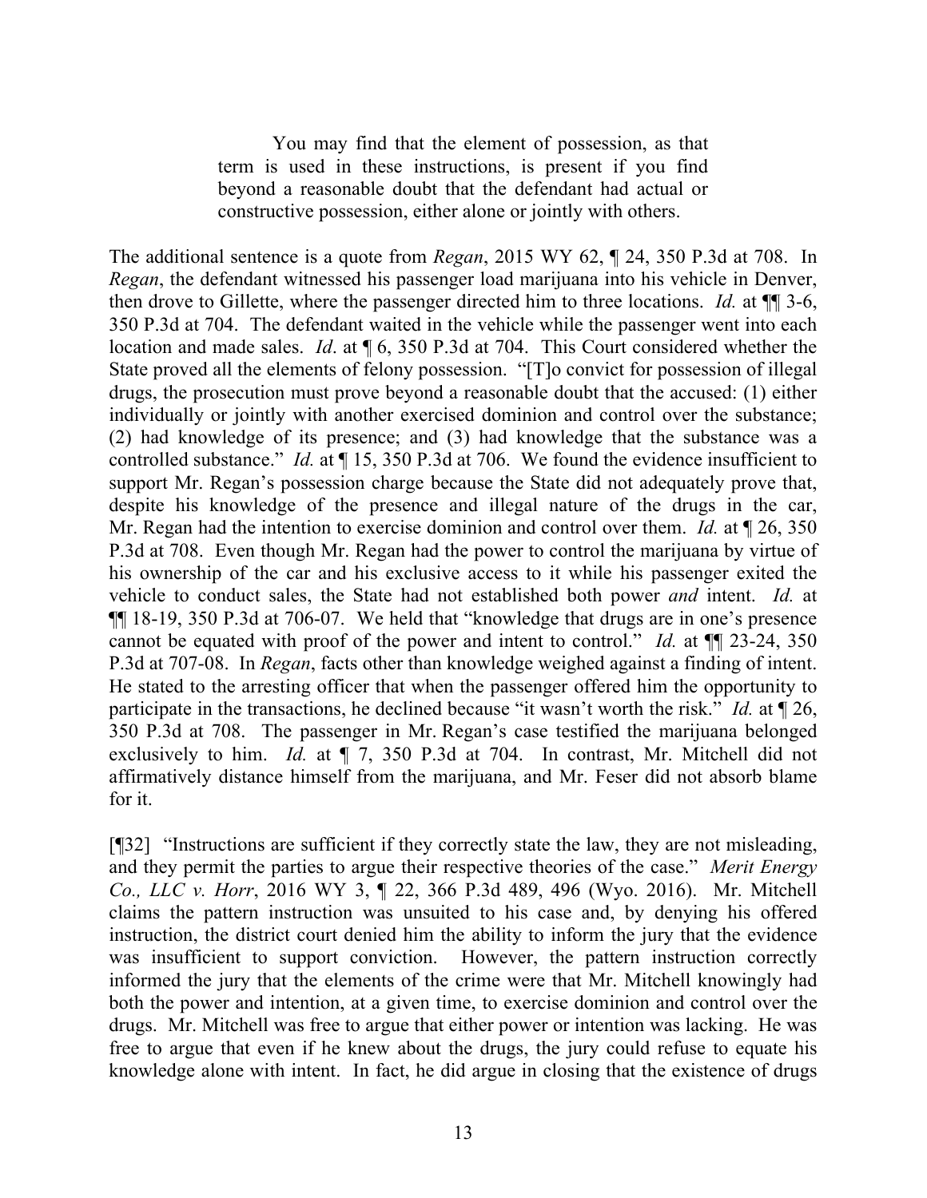> You may find that the element of possession, as that term is used in these instructions, is present if you find beyond a reasonable doubt that the defendant had actual or constructive possession, either alone or jointly with others.

The additional sentence is a quote from *Regan*, 2015 WY 62, ¶ 24, 350 P.3d at 708. In *Regan*, the defendant witnessed his passenger load marijuana into his vehicle in Denver, then drove to Gillette, where the passenger directed him to three locations. *Id.* at ¶¶ 3-6, 350 P.3d at 704. The defendant waited in the vehicle while the passenger went into each location and made sales. *Id*. at ¶ 6, 350 P.3d at 704. This Court considered whether the State proved all the elements of felony possession. "[T]o convict for possession of illegal drugs, the prosecution must prove beyond a reasonable doubt that the accused: (1) either individually or jointly with another exercised dominion and control over the substance; (2) had knowledge of its presence; and (3) had knowledge that the substance was a controlled substance." *Id.* at ¶ 15, 350 P.3d at 706. We found the evidence insufficient to support Mr. Regan's possession charge because the State did not adequately prove that, despite his knowledge of the presence and illegal nature of the drugs in the car, Mr. Regan had the intention to exercise dominion and control over them. *Id.* at ¶ 26, 350 P.3d at 708. Even though Mr. Regan had the power to control the marijuana by virtue of his ownership of the car and his exclusive access to it while his passenger exited the vehicle to conduct sales, the State had not established both power *and* intent. *Id.* at ¶¶ 18-19, 350 P.3d at 706-07. We held that "knowledge that drugs are in one's presence cannot be equated with proof of the power and intent to control." *Id.* at ¶¶ 23-24, 350 P.3d at 707-08. In *Regan*, facts other than knowledge weighed against a finding of intent. He stated to the arresting officer that when the passenger offered him the opportunity to participate in the transactions, he declined because "it wasn't worth the risk." *Id.* at ¶ 26, 350 P.3d at 708. The passenger in Mr. Regan's case testified the marijuana belonged exclusively to him. *Id.* at ¶ 7, 350 P.3d at 704. In contrast, Mr. Mitchell did not affirmatively distance himself from the marijuana, and Mr. Feser did not absorb blame for it.

[¶32] "Instructions are sufficient if they correctly state the law, they are not misleading, and they permit the parties to argue their respective theories of the case." *Merit Energy Co., LLC v. Horr*, 2016 WY 3, ¶ 22, 366 P.3d 489, 496 (Wyo. 2016). Mr. Mitchell claims the pattern instruction was unsuited to his case and, by denying his offered instruction, the district court denied him the ability to inform the jury that the evidence was insufficient to support conviction. However, the pattern instruction correctly informed the jury that the elements of the crime were that Mr. Mitchell knowingly had both the power and intention, at a given time, to exercise dominion and control over the drugs. Mr. Mitchell was free to argue that either power or intention was lacking. He was free to argue that even if he knew about the drugs, the jury could refuse to equate his knowledge alone with intent. In fact, he did argue in closing that the existence of drugs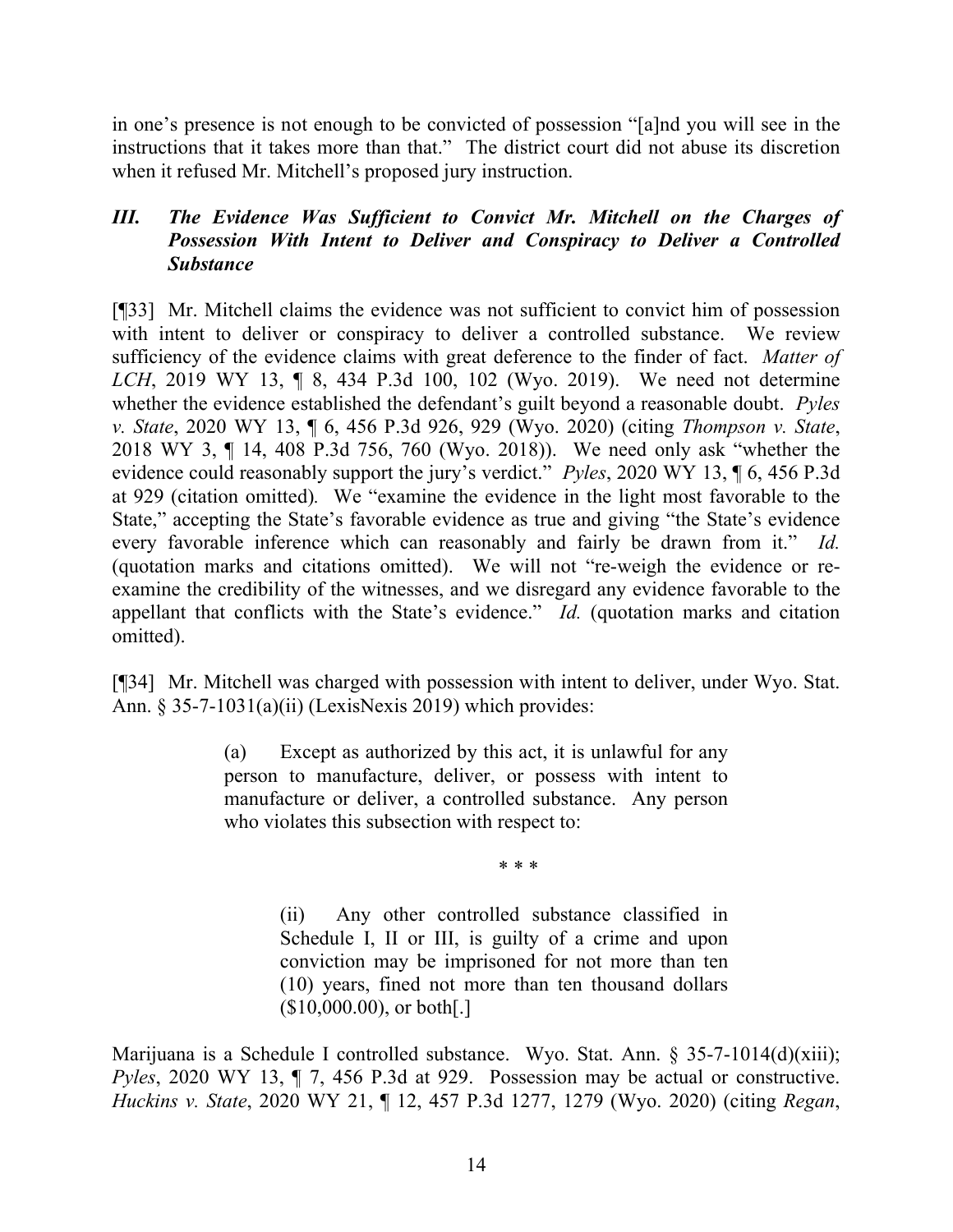in one's presence is not enough to be convicted of possession "[a]nd you will see in the instructions that it takes more than that." The district court did not abuse its discretion when it refused Mr. Mitchell's proposed jury instruction.

### *III. The Evidence Was Sufficient to Convict Mr. Mitchell on the Charges of Possession With Intent to Deliver and Conspiracy to Deliver a Controlled Substance*

[¶33] Mr. Mitchell claims the evidence was not sufficient to convict him of possession with intent to deliver or conspiracy to deliver a controlled substance. We review sufficiency of the evidence claims with great deference to the finder of fact. *Matter of LCH*, 2019 WY 13, ¶ 8, 434 P.3d 100, 102 (Wyo. 2019). We need not determine whether the evidence established the defendant's guilt beyond a reasonable doubt. *Pyles v. State*, 2020 WY 13, ¶ 6, 456 P.3d 926, 929 (Wyo. 2020) (citing *Thompson v. State*, 2018 WY 3, ¶ 14, 408 P.3d 756, 760 (Wyo. 2018)). We need only ask "whether the evidence could reasonably support the jury's verdict." *Pyles*, 2020 WY 13, ¶ 6, 456 P.3d at 929 (citation omitted). We "examine the evidence in the light most favorable to the State," accepting the State's favorable evidence as true and giving "the State's evidence every favorable inference which can reasonably and fairly be drawn from it." *Id.* (quotation marks and citations omitted). We will not "re-weigh the evidence or re-examine the credibility of the witnesses, and we disregard any evidence favorable to the appellant that conflicts with the State's evidence." *Id.* (quotation marks and citation omitted).

[¶34] Mr. Mitchell was charged with possession with intent to deliver, under Wyo. Stat. Ann. § 35-7-1031(a)(ii) (LexisNexis 2019) which provides:

> (a) Except as authorized by this act, it is unlawful for any person to manufacture, deliver, or possess with intent to manufacture or deliver, a controlled substance. Any person who violates this subsection with respect to:
>
> \* \* \*
>
> (ii) Any other controlled substance classified in Schedule I, II or III, is guilty of a crime and upon conviction may be imprisoned for not more than ten (10) years, fined not more than ten thousand dollars ($10,000.00), or both[.]

Marijuana is a Schedule I controlled substance. Wyo. Stat. Ann. § 35-7-1014(d)(xiii); *Pyles*, 2020 WY 13, ¶ 7, 456 P.3d at 929. Possession may be actual or constructive. *Huckins v. State*, 2020 WY 21, ¶ 12, 457 P.3d 1277, 1279 (Wyo. 2020) (citing *Regan*,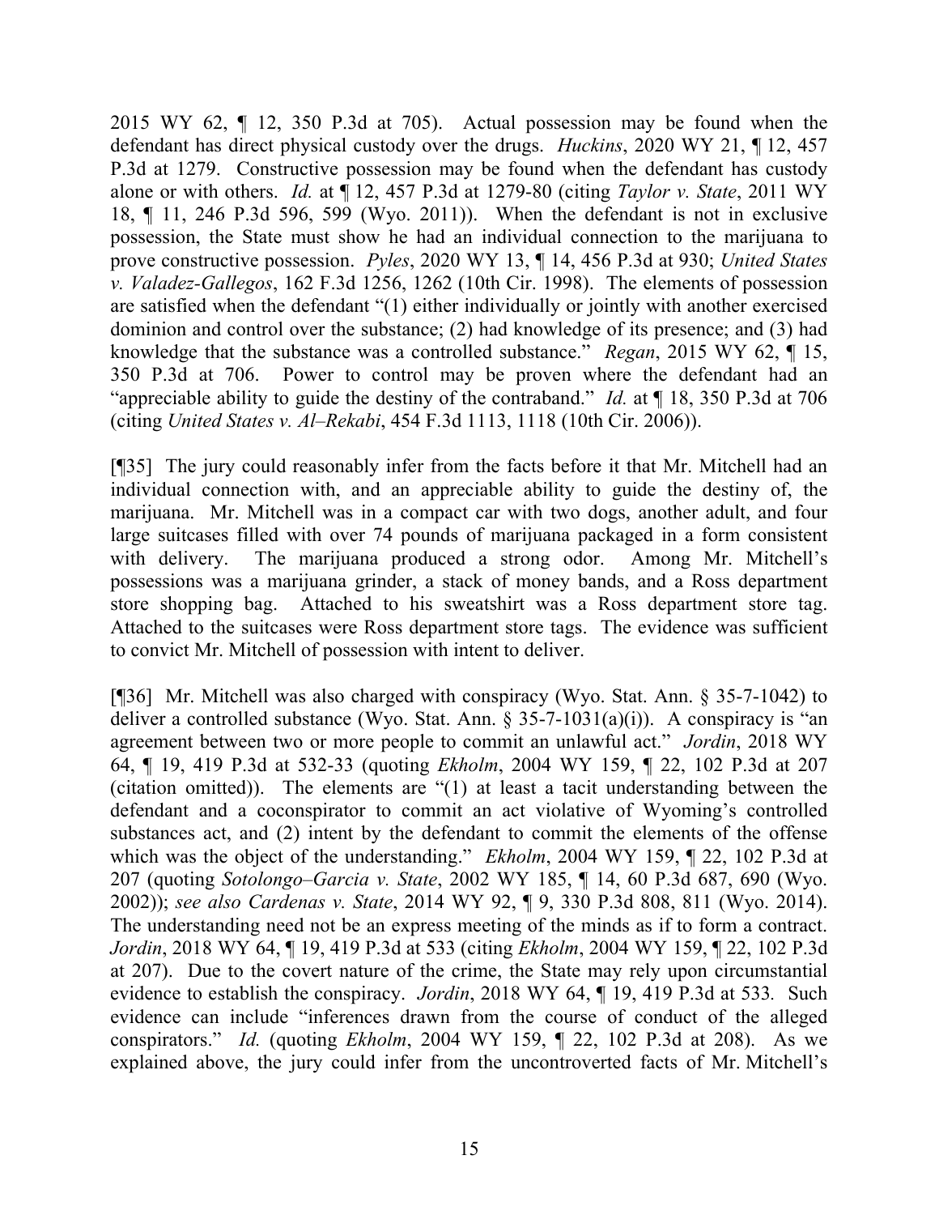2015 WY 62, ¶ 12, 350 P.3d at 705). Actual possession may be found when the defendant has direct physical custody over the drugs. *Huckins*, 2020 WY 21, ¶ 12, 457 P.3d at 1279. Constructive possession may be found when the defendant has custody alone or with others. *Id.* at ¶ 12, 457 P.3d at 1279-80 (citing *Taylor v. State*, 2011 WY 18, ¶ 11, 246 P.3d 596, 599 (Wyo. 2011)). When the defendant is not in exclusive possession, the State must show he had an individual connection to the marijuana to prove constructive possession. *Pyles*, 2020 WY 13, ¶ 14, 456 P.3d at 930; *United States v. Valadez-Gallegos*, 162 F.3d 1256, 1262 (10th Cir. 1998). The elements of possession are satisfied when the defendant "(1) either individually or jointly with another exercised dominion and control over the substance; (2) had knowledge of its presence; and (3) had knowledge that the substance was a controlled substance." *Regan*, 2015 WY 62, ¶ 15, 350 P.3d at 706. Power to control may be proven where the defendant had an "appreciable ability to guide the destiny of the contraband." *Id.* at ¶ 18, 350 P.3d at 706 (citing *United States v. Al–Rekabi*, 454 F.3d 1113, 1118 (10th Cir. 2006)).

[¶35] The jury could reasonably infer from the facts before it that Mr. Mitchell had an individual connection with, and an appreciable ability to guide the destiny of, the marijuana. Mr. Mitchell was in a compact car with two dogs, another adult, and four large suitcases filled with over 74 pounds of marijuana packaged in a form consistent with delivery. The marijuana produced a strong odor. Among Mr. Mitchell's possessions was a marijuana grinder, a stack of money bands, and a Ross department store shopping bag. Attached to his sweatshirt was a Ross department store tag. Attached to the suitcases were Ross department store tags. The evidence was sufficient to convict Mr. Mitchell of possession with intent to deliver.

[¶36] Mr. Mitchell was also charged with conspiracy (Wyo. Stat. Ann. § 35-7-1042) to deliver a controlled substance (Wyo. Stat. Ann. § 35-7-1031(a)(i)). A conspiracy is "an agreement between two or more people to commit an unlawful act." *Jordin*, 2018 WY 64, ¶ 19, 419 P.3d at 532-33 (quoting *Ekholm*, 2004 WY 159, ¶ 22, 102 P.3d at 207 (citation omitted)). The elements are "(1) at least a tacit understanding between the defendant and a coconspirator to commit an act violative of Wyoming's controlled substances act, and (2) intent by the defendant to commit the elements of the offense which was the object of the understanding." *Ekholm*, 2004 WY 159, ¶ 22, 102 P.3d at 207 (quoting *Sotolongo–Garcia v. State*, 2002 WY 185, ¶ 14, 60 P.3d 687, 690 (Wyo. 2002)); *see also Cardenas v. State*, 2014 WY 92, ¶ 9, 330 P.3d 808, 811 (Wyo. 2014). The understanding need not be an express meeting of the minds as if to form a contract. *Jordin*, 2018 WY 64, ¶ 19, 419 P.3d at 533 (citing *Ekholm*, 2004 WY 159, ¶ 22, 102 P.3d at 207). Due to the covert nature of the crime, the State may rely upon circumstantial evidence to establish the conspiracy. *Jordin*, 2018 WY 64, ¶ 19, 419 P.3d at 533. Such evidence can include "inferences drawn from the course of conduct of the alleged conspirators." *Id.* (quoting *Ekholm*, 2004 WY 159, ¶ 22, 102 P.3d at 208). As we explained above, the jury could infer from the uncontroverted facts of Mr. Mitchell's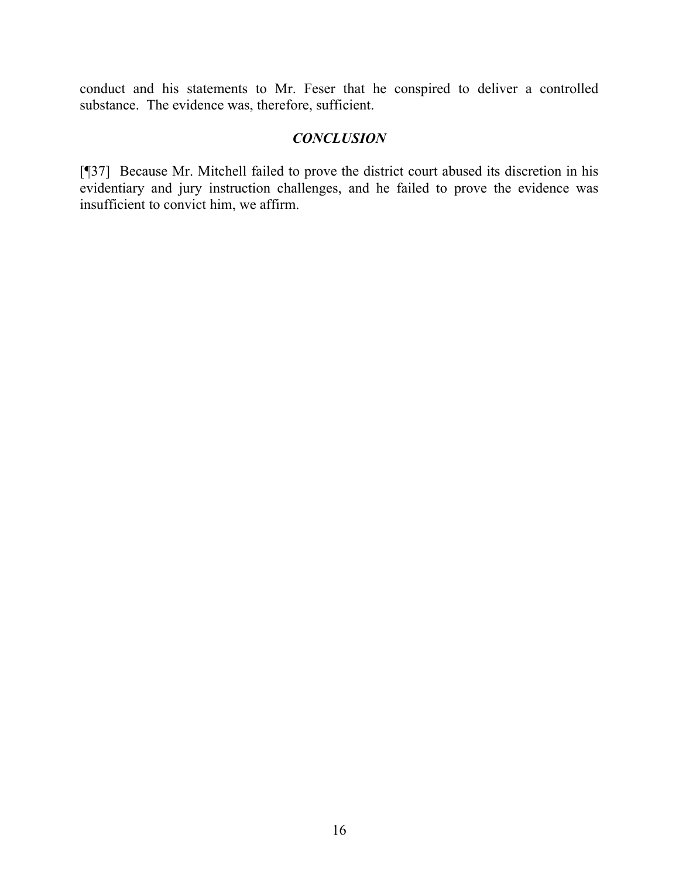conduct and his statements to Mr. Feser that he conspired to deliver a controlled substance. The evidence was, therefore, sufficient.

### ***CONCLUSION***

[¶37] Because Mr. Mitchell failed to prove the district court abused its discretion in his evidentiary and jury instruction challenges, and he failed to prove the evidence was insufficient to convict him, we affirm.